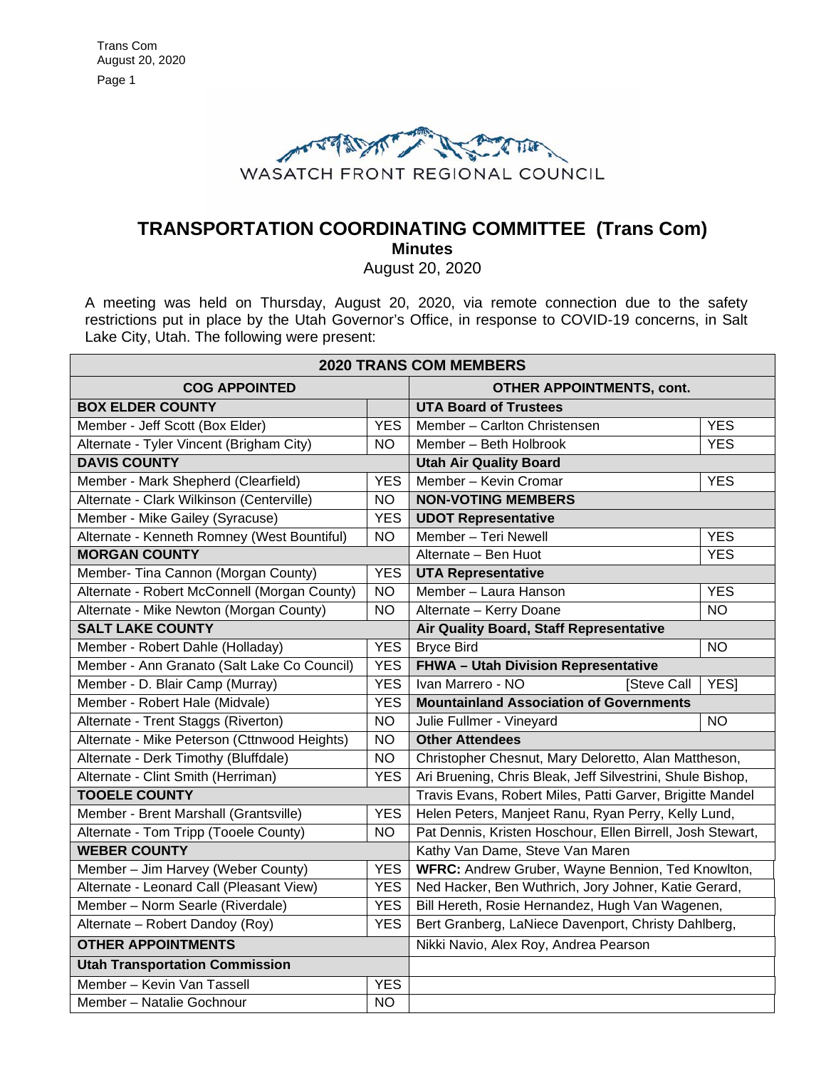WASATCH FRONT REGIONAL COUNCIL

# TRANSPORTATION COORDINATING COMMITTEE (Trans Com)

## Minutes

August 20, 2020

A meeting was held on Thursday, August 20, 2020, via remote connection due to the safety restrictions put in place by the Utah Governor's Office, in response to COVID-19 concerns, in Salt Lake City, Utah. The following were present:

| 2020 TRANS COM MEMBERS | | | |
|---|---|---|---|
| **COG APPOINTED** | | **OTHER APPOINTMENTS, cont.** | |
| **BOX ELDER COUNTY** | | **UTA Board of Trustees** | |
| Member - Jeff Scott (Box Elder) | YES | Member – Carlton Christensen | YES |
| Alternate - Tyler Vincent (Brigham City) | NO | Member – Beth Holbrook | YES |
| **DAVIS COUNTY** | | **Utah Air Quality Board** | |
| Member - Mark Shepherd (Clearfield) | YES | Member – Kevin Cromar | YES |
| Alternate - Clark Wilkinson (Centerville) | NO | **NON-VOTING MEMBERS** | |
| Member - Mike Gailey (Syracuse) | YES | **UDOT Representative** | |
| Alternate - Kenneth Romney (West Bountiful) | NO | Member – Teri Newell | YES |
| **MORGAN COUNTY** | | Alternate – Ben Huot | YES |
| Member- Tina Cannon (Morgan County) | YES | **UTA Representative** | |
| Alternate - Robert McConnell (Morgan County) | NO | Member – Laura Hanson | YES |
| Alternate - Mike Newton (Morgan County) | NO | Alternate – Kerry Doane | NO |
| **SALT LAKE COUNTY** | | **Air Quality Board, Staff Representative** | |
| Member - Robert Dahle (Holladay) | YES | Bryce Bird | NO |
| Member - Ann Granato (Salt Lake Co Council) | YES | **FHWA – Utah Division Representative** | |
| Member - D. Blair Camp (Murray) | YES | Ivan Marrero - NO [Steve Call | YES] |
| Member - Robert Hale (Midvale) | YES | **Mountainland Association of Governments** | |
| Alternate - Trent Staggs (Riverton) | NO | Julie Fullmer - Vineyard | NO |
| Alternate - Mike Peterson (Cttnwood Heights) | NO | **Other Attendees** | |
| Alternate - Derk Timothy (Bluffdale) | NO | Christopher Chesnut, Mary Deloretto, Alan Mattheson, | |
| Alternate - Clint Smith (Herriman) | YES | Ari Bruening, Chris Bleak, Jeff Silvestrini, Shule Bishop, | |
| **TOOELE COUNTY** | | Travis Evans, Robert Miles, Patti Garver, Brigitte Mandel | |
| Member - Brent Marshall (Grantsville) | YES | Helen Peters, Manjeet Ranu, Ryan Perry, Kelly Lund, | |
| Alternate - Tom Tripp (Tooele County) | NO | Pat Dennis, Kristen Hoschour, Ellen Birrell, Josh Stewart, | |
| **WEBER COUNTY** | | Kathy Van Dame, Steve Van Maren | |
| Member – Jim Harvey (Weber County) | YES | **WFRC:** Andrew Gruber, Wayne Bennion, Ted Knowlton, | |
| Alternate - Leonard Call (Pleasant View) | YES | Ned Hacker, Ben Wuthrich, Jory Johner, Katie Gerard, | |
| Member – Norm Searle (Riverdale) | YES | Bill Hereth, Rosie Hernandez, Hugh Van Wagenen, | |
| Alternate – Robert Dandoy (Roy) | YES | Bert Granberg, LaNiece Davenport, Christy Dahlberg, | |
| **OTHER APPOINTMENTS** | | Nikki Navio, Alex Roy, Andrea Pearson | |
| **Utah Transportation Commission** | | | |
| Member – Kevin Van Tassell | YES | | |
| Member – Natalie Gochnour | NO | | |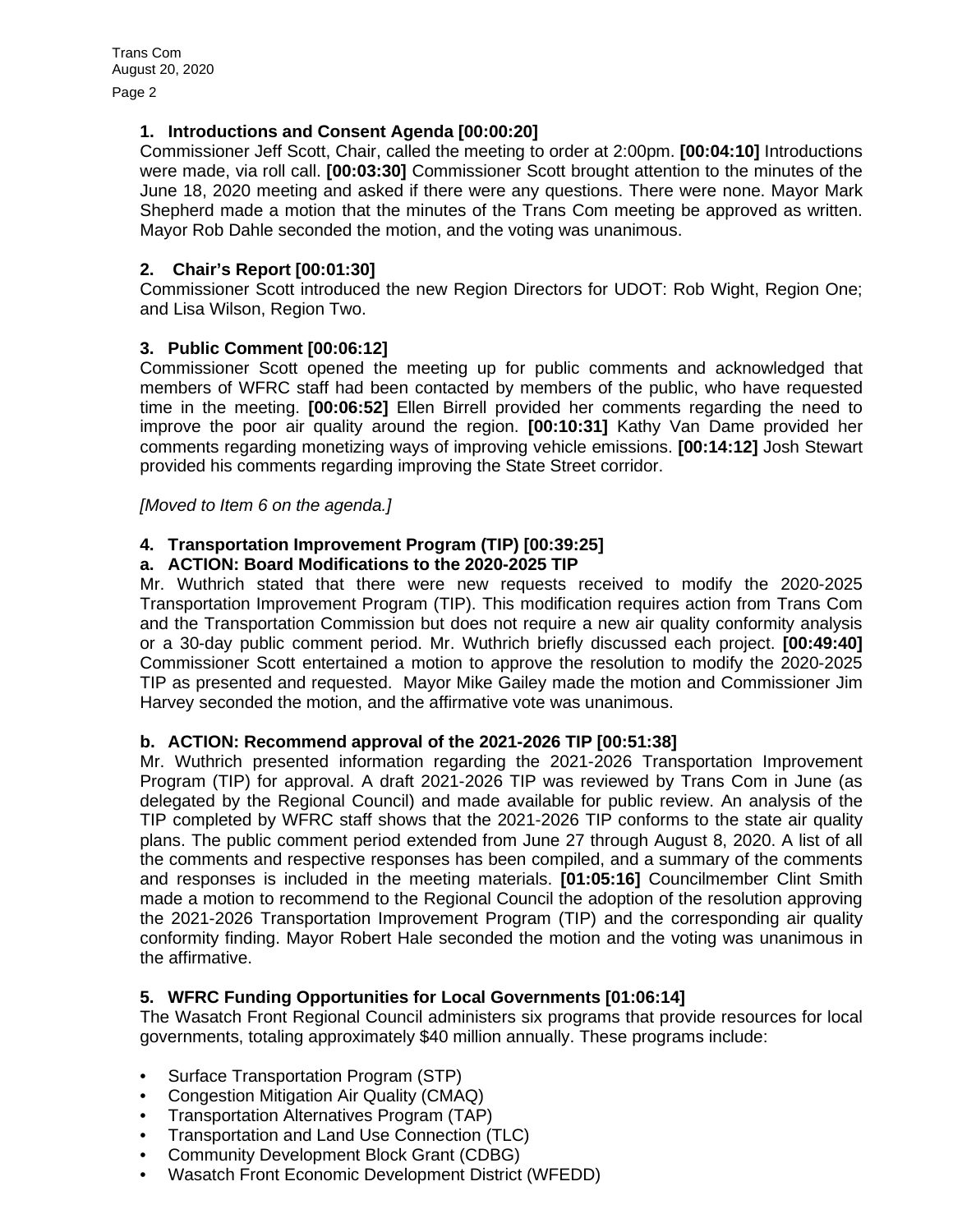### 1. Introductions and Consent Agenda [00:00:20]

Commissioner Jeff Scott, Chair, called the meeting to order at 2:00pm. **[00:04:10]** Introductions were made, via roll call. **[00:03:30]** Commissioner Scott brought attention to the minutes of the June 18, 2020 meeting and asked if there were any questions. There were none. Mayor Mark Shepherd made a motion that the minutes of the Trans Com meeting be approved as written. Mayor Rob Dahle seconded the motion, and the voting was unanimous.

### 2. Chair's Report [00:01:30]

Commissioner Scott introduced the new Region Directors for UDOT: Rob Wight, Region One; and Lisa Wilson, Region Two.

### 3. Public Comment [00:06:12]

Commissioner Scott opened the meeting up for public comments and acknowledged that members of WFRC staff had been contacted by members of the public, who have requested time in the meeting. **[00:06:52]** Ellen Birrell provided her comments regarding the need to improve the poor air quality around the region. **[00:10:31]** Kathy Van Dame provided her comments regarding monetizing ways of improving vehicle emissions. **[00:14:12]** Josh Stewart provided his comments regarding improving the State Street corridor.

*[Moved to Item 6 on the agenda.]*

### 4. Transportation Improvement Program (TIP) [00:39:25]

#### a. ACTION: Board Modifications to the 2020-2025 TIP

Mr. Wuthrich stated that there were new requests received to modify the 2020-2025 Transportation Improvement Program (TIP). This modification requires action from Trans Com and the Transportation Commission but does not require a new air quality conformity analysis or a 30-day public comment period. Mr. Wuthrich briefly discussed each project. **[00:49:40]** Commissioner Scott entertained a motion to approve the resolution to modify the 2020-2025 TIP as presented and requested. Mayor Mike Gailey made the motion and Commissioner Jim Harvey seconded the motion, and the affirmative vote was unanimous.

#### b. ACTION: Recommend approval of the 2021-2026 TIP [00:51:38]

Mr. Wuthrich presented information regarding the 2021-2026 Transportation Improvement Program (TIP) for approval. A draft 2021-2026 TIP was reviewed by Trans Com in June (as delegated by the Regional Council) and made available for public review. An analysis of the TIP completed by WFRC staff shows that the 2021-2026 TIP conforms to the state air quality plans. The public comment period extended from June 27 through August 8, 2020. A list of all the comments and respective responses has been compiled, and a summary of the comments and responses is included in the meeting materials. **[01:05:16]** Councilmember Clint Smith made a motion to recommend to the Regional Council the adoption of the resolution approving the 2021-2026 Transportation Improvement Program (TIP) and the corresponding air quality conformity finding. Mayor Robert Hale seconded the motion and the voting was unanimous in the affirmative.

### 5. WFRC Funding Opportunities for Local Governments [01:06:14]

The Wasatch Front Regional Council administers six programs that provide resources for local governments, totaling approximately $40 million annually. These programs include:

- Surface Transportation Program (STP)
- Congestion Mitigation Air Quality (CMAQ)
- Transportation Alternatives Program (TAP)
- Transportation and Land Use Connection (TLC)
- Community Development Block Grant (CDBG)
- Wasatch Front Economic Development District (WFEDD)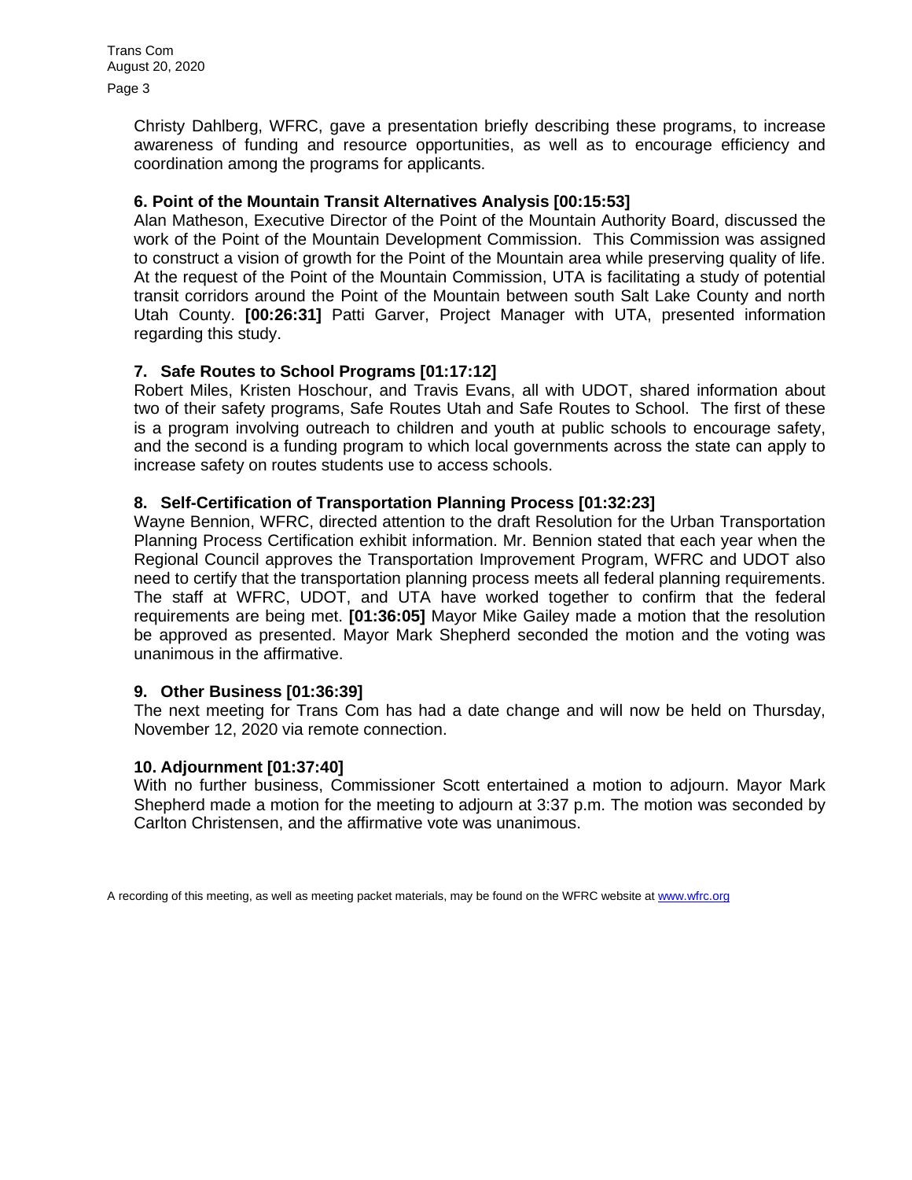Christy Dahlberg, WFRC, gave a presentation briefly describing these programs, to increase awareness of funding and resource opportunities, as well as to encourage efficiency and coordination among the programs for applicants.

**6. Point of the Mountain Transit Alternatives Analysis [00:15:53]**

Alan Matheson, Executive Director of the Point of the Mountain Authority Board, discussed the work of the Point of the Mountain Development Commission. This Commission was assigned to construct a vision of growth for the Point of the Mountain area while preserving quality of life. At the request of the Point of the Mountain Commission, UTA is facilitating a study of potential transit corridors around the Point of the Mountain between south Salt Lake County and north Utah County. **[00:26:31]** Patti Garver, Project Manager with UTA, presented information regarding this study.

**7. Safe Routes to School Programs [01:17:12]**

Robert Miles, Kristen Hoschour, and Travis Evans, all with UDOT, shared information about two of their safety programs, Safe Routes Utah and Safe Routes to School. The first of these is a program involving outreach to children and youth at public schools to encourage safety, and the second is a funding program to which local governments across the state can apply to increase safety on routes students use to access schools.

**8. Self-Certification of Transportation Planning Process [01:32:23]**

Wayne Bennion, WFRC, directed attention to the draft Resolution for the Urban Transportation Planning Process Certification exhibit information. Mr. Bennion stated that each year when the Regional Council approves the Transportation Improvement Program, WFRC and UDOT also need to certify that the transportation planning process meets all federal planning requirements. The staff at WFRC, UDOT, and UTA have worked together to confirm that the federal requirements are being met. **[01:36:05]** Mayor Mike Gailey made a motion that the resolution be approved as presented. Mayor Mark Shepherd seconded the motion and the voting was unanimous in the affirmative.

**9. Other Business [01:36:39]**

The next meeting for Trans Com has had a date change and will now be held on Thursday, November 12, 2020 via remote connection.

**10. Adjournment [01:37:40]**

With no further business, Commissioner Scott entertained a motion to adjourn. Mayor Mark Shepherd made a motion for the meeting to adjourn at 3:37 p.m. The motion was seconded by Carlton Christensen, and the affirmative vote was unanimous.

A recording of this meeting, as well as meeting packet materials, may be found on the WFRC website at www.wfrc.org